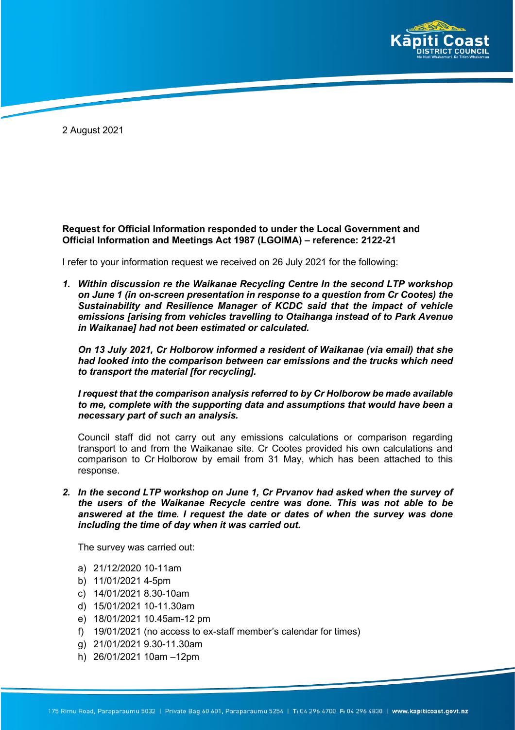2 August 2021

**Request for Official Information responded to under the Local Government and Official Information and Meetings Act 1987 (LGOIMA) – reference: 2122-21**

I refer to your information request we received on 26 July 2021 for the following:

1. ***Within discussion re the Waikanae Recycling Centre In the second LTP workshop on June 1 (in on-screen presentation in response to a question from Cr Cootes) the Sustainability and Resilience Manager of KCDC said that the impact of vehicle emissions [arising from vehicles travelling to Otaihanga instead of to Park Avenue in Waikanae] had not been estimated or calculated.***

   ***On 13 July 2021, Cr Holborow informed a resident of Waikanae (via email) that she had looked into the comparison between car emissions and the trucks which need to transport the material [for recycling].***

   ***I request that the comparison analysis referred to by Cr Holborow be made available to me, complete with the supporting data and assumptions that would have been a necessary part of such an analysis.***

   Council staff did not carry out any emissions calculations or comparison regarding transport to and from the Waikanae site. Cr Cootes provided his own calculations and comparison to Cr Holborow by email from 31 May, which has been attached to this response.

2. ***In the second LTP workshop on June 1, Cr Prvanov had asked when the survey of the users of the Waikanae Recycle centre was done. This was not able to be answered at the time. I request the date or dates of when the survey was done including the time of day when it was carried out.***

   The survey was carried out:

   a) 21/12/2020 10-11am
   b) 11/01/2021 4-5pm
   c) 14/01/2021 8.30-10am
   d) 15/01/2021 10-11.30am
   e) 18/01/2021 10.45am-12 pm
   f) 19/01/2021 (no access to ex-staff member's calendar for times)
   g) 21/01/2021 9.30-11.30am
   h) 26/01/2021 10am –12pm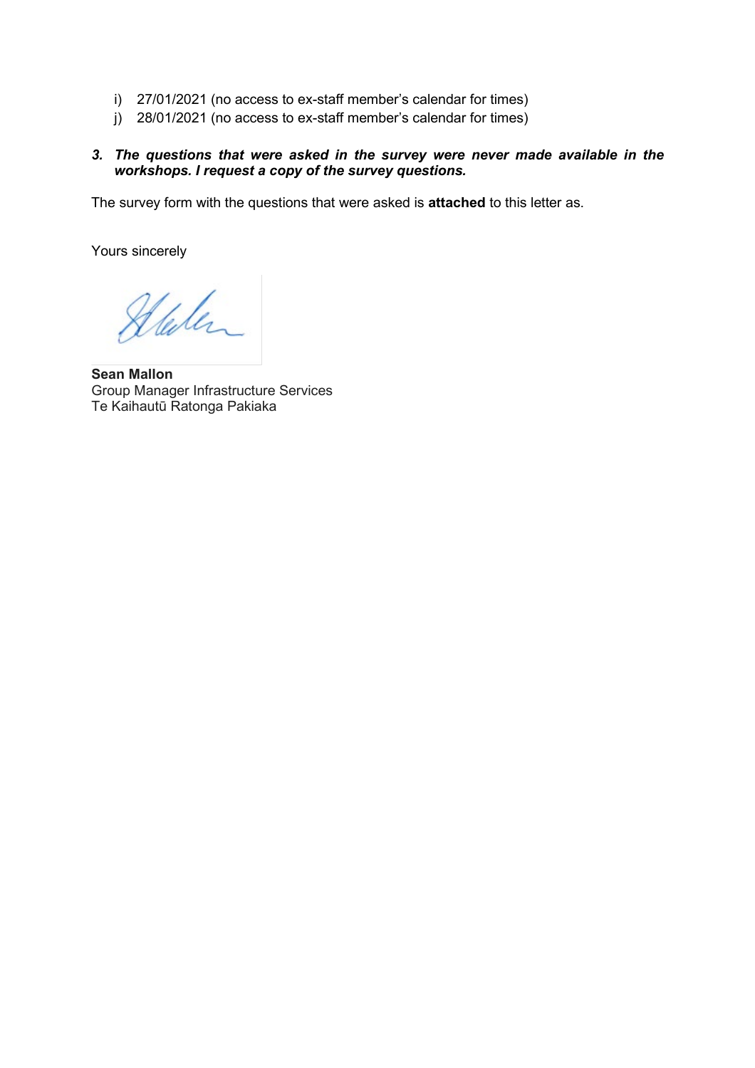i) 27/01/2021 (no access to ex-staff member's calendar for times)
j) 28/01/2021 (no access to ex-staff member's calendar for times)

***3. The questions that were asked in the survey were never made available in the workshops. I request a copy of the survey questions.***

The survey form with the questions that were asked is **attached** to this letter as.

Yours sincerely

**Sean Mallon**
Group Manager Infrastructure Services
Te Kaihautū Ratonga Pakiaka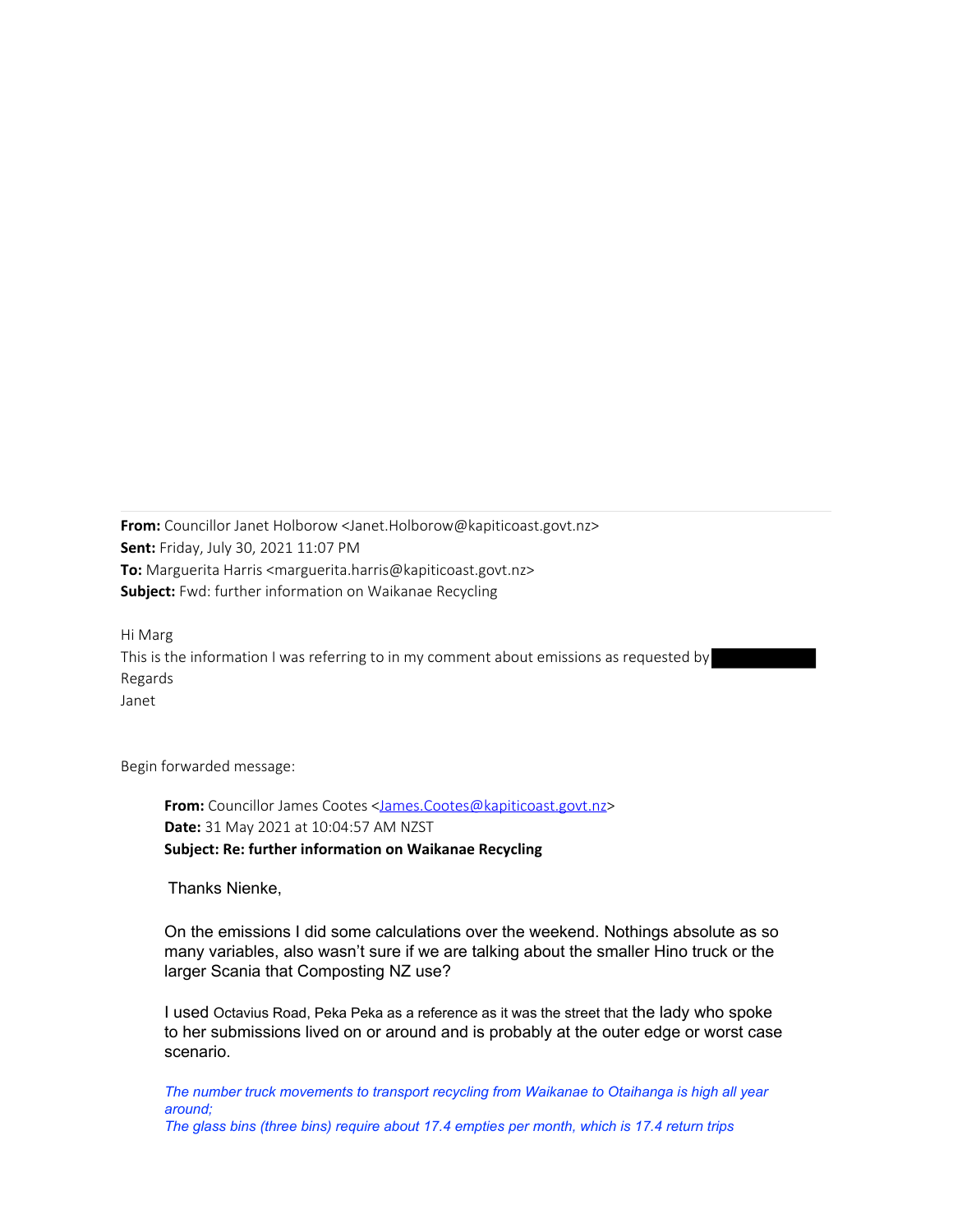**From:** Councillor Janet Holborow <Janet.Holborow@kapiticoast.govt.nz>
**Sent:** Friday, July 30, 2021 11:07 PM
**To:** Marguerita Harris <marguerita.harris@kapiticoast.govt.nz>
**Subject:** Fwd: further information on Waikanae Recycling

Hi Marg
This is the information I was referring to in my comment about emissions as requested by [redacted]
Regards
Janet

Begin forwarded message:

> **From:** Councillor James Cootes <James.Cootes@kapiticoast.govt.nz>
> **Date:** 31 May 2021 at 10:04:57 AM NZST
> **Subject: Re: further information on Waikanae Recycling**
>
> Thanks Nienke,
>
> On the emissions I did some calculations over the weekend. Nothings absolute as so many variables, also wasn't sure if we are talking about the smaller Hino truck or the larger Scania that Composting NZ use?
>
> I used Octavius Road, Peka Peka as a reference as it was the street that the lady who spoke to her submissions lived on or around and is probably at the outer edge or worst case scenario.
>
> *The number truck movements to transport recycling from Waikanae to Otaihanga is high all year around;*
> *The glass bins (three bins) require about 17.4 empties per month, which is 17.4 return trips*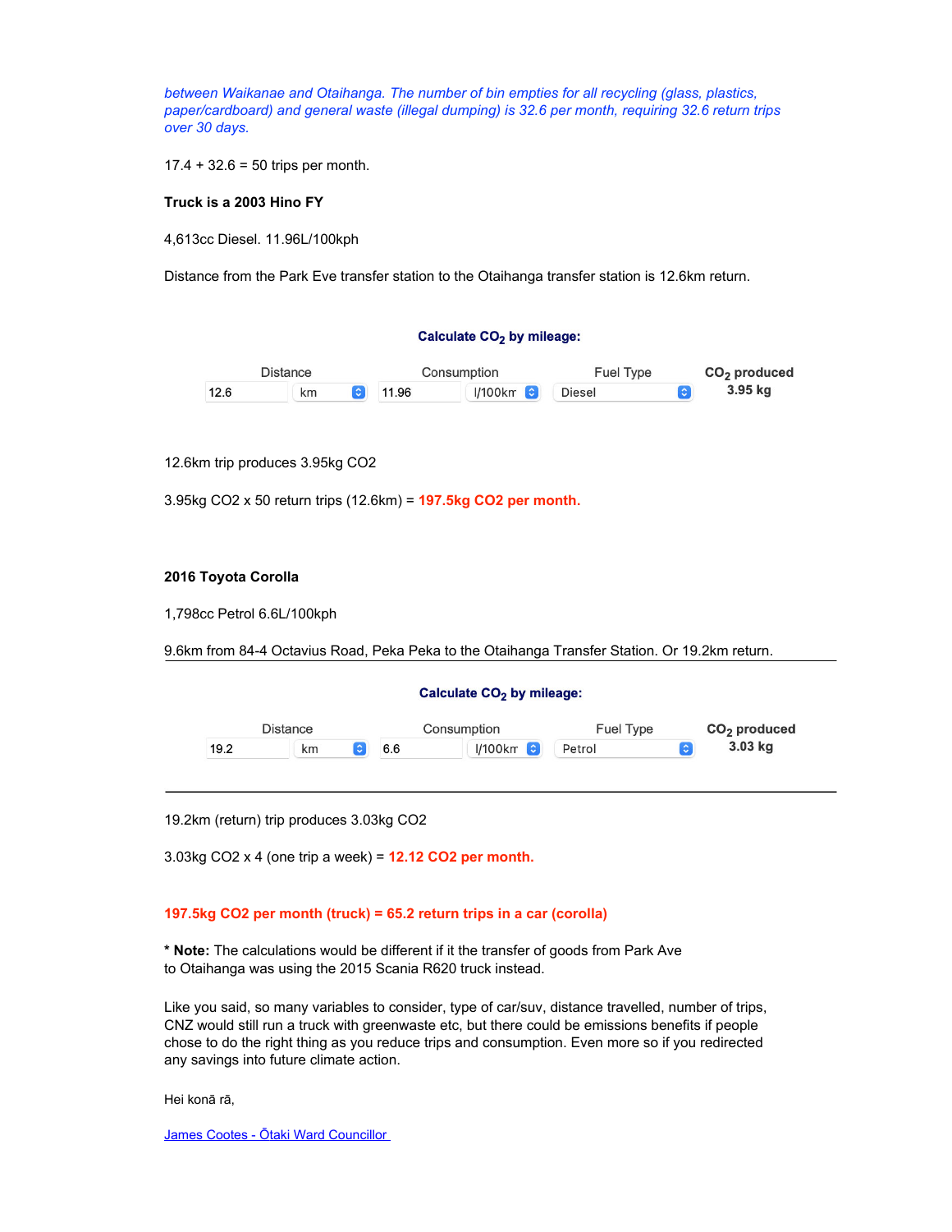*between Waikanae and Otaihanga. The number of bin empties for all recycling (glass, plastics, paper/cardboard) and general waste (illegal dumping) is 32.6 per month, requiring 32.6 return trips over 30 days.*

17.4 + 32.6 = 50 trips per month.

**Truck is a 2003 Hino FY**

4,613cc Diesel. 11.96L/100kph

Distance from the Park Eve transfer station to the Otaihanga transfer station is 12.6km return.

**Calculate $CO_2$ by mileage:**

| Distance | | Consumption | | Fuel Type | $CO_2$ produced |
|---|---|---|---|---|---|
| 12.6 | km | 11.96 | l/100km | Diesel | **3.95 kg** |

12.6km trip produces 3.95kg CO2

3.95kg CO2 x 50 return trips (12.6km) = **197.5kg CO2 per month.**

**2016 Toyota Corolla**

1,798cc Petrol 6.6L/100kph

9.6km from 84-4 Octavius Road, Peka Peka to the Otaihanga Transfer Station. Or 19.2km return.

**Calculate $CO_2$ by mileage:**

| Distance | | Consumption | | Fuel Type | $CO_2$ produced |
|---|---|---|---|---|---|
| 19.2 | km | 6.6 | l/100km | Petrol | **3.03 kg** |

19.2km (return) trip produces 3.03kg CO2

3.03kg CO2 x 4 (one trip a week) = **12.12 CO2 per month.**

**197.5kg CO2 per month (truck) = 65.2 return trips in a car (corolla)**

**\* Note:** The calculations would be different if it the transfer of goods from Park Ave to Otaihanga was using the 2015 Scania R620 truck instead.

Like you said, so many variables to consider, type of car/suv, distance travelled, number of trips, CNZ would still run a truck with greenwaste etc, but there could be emissions benefits if people chose to do the right thing as you reduce trips and consumption. Even more so if you redirected any savings into future climate action.

Hei konā rā,

James Cootes - Ōtaki Ward Councillor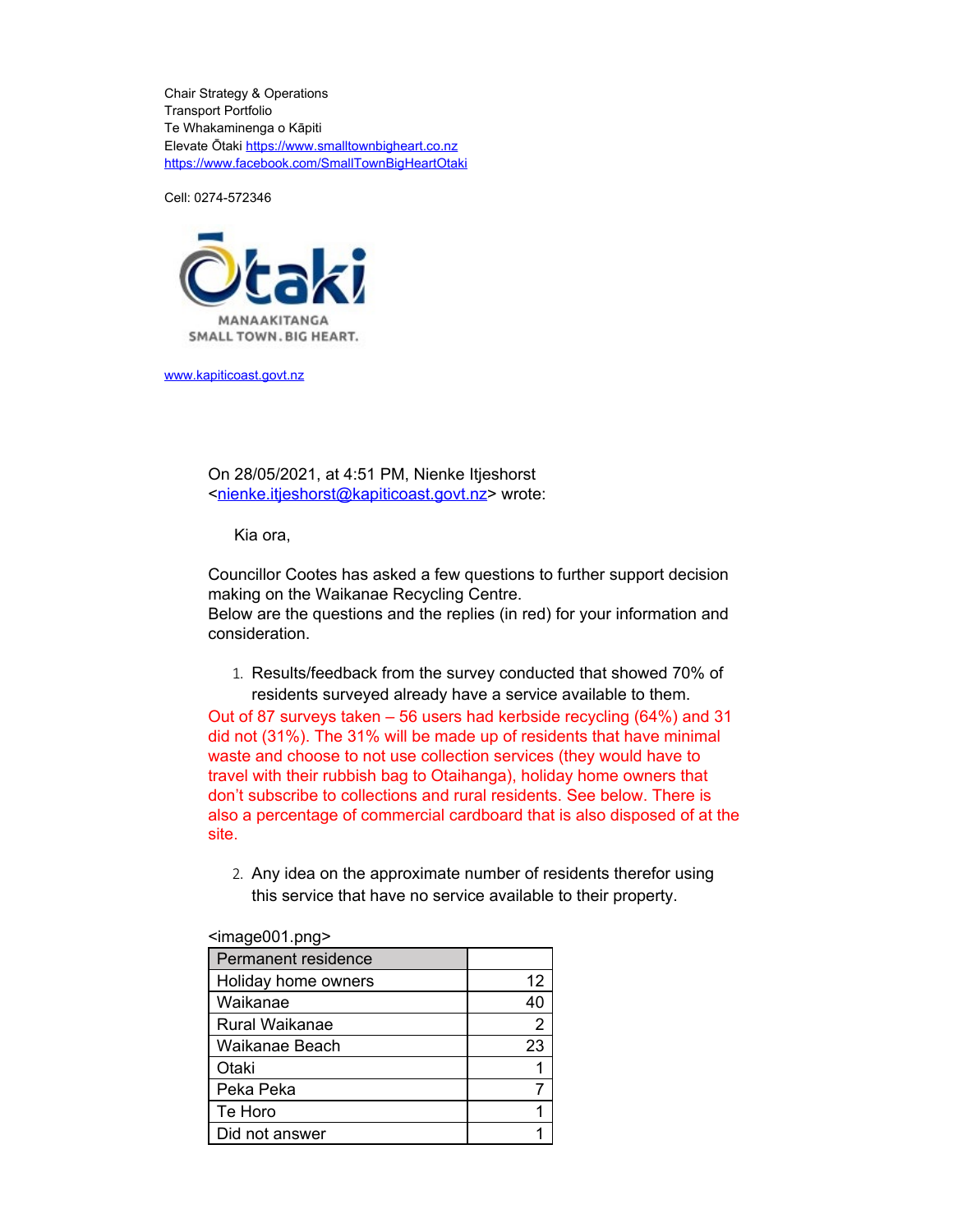Chair Strategy & Operations
Transport Portfolio
Te Whakaminenga o Kāpiti
Elevate Ōtaki https://www.smalltownbigheart.co.nz
https://www.facebook.com/SmallTownBigHeartOtaki

Cell: 0274-572346

Ōtaki
MANAAKITANGA
SMALL TOWN. BIG HEART.

www.kapiticoast.govt.nz

On 28/05/2021, at 4:51 PM, Nienke Itjeshorst <nienke.itjeshorst@kapiticoast.govt.nz> wrote:

Kia ora,

Councillor Cootes has asked a few questions to further support decision making on the Waikanae Recycling Centre.
Below are the questions and the replies (in red) for your information and consideration.

1. Results/feedback from the survey conducted that showed 70% of residents surveyed already have a service available to them.

Out of 87 surveys taken – 56 users had kerbside recycling (64%) and 31 did not (31%). The 31% will be made up of residents that have minimal waste and choose to not use collection services (they would have to travel with their rubbish bag to Otaihanga), holiday home owners that don't subscribe to collections and rural residents. See below. There is also a percentage of commercial cardboard that is also disposed of at the site.

2. Any idea on the approximate number of residents therefor using this service that have no service available to their property.

<image001.png>

| Permanent residence | |
|---|---|
| Holiday home owners | 12 |
| Waikanae | 40 |
| Rural Waikanae | 2 |
| Waikanae Beach | 23 |
| Otaki | 1 |
| Peka Peka | 7 |
| Te Horo | 1 |
| Did not answer | 1 |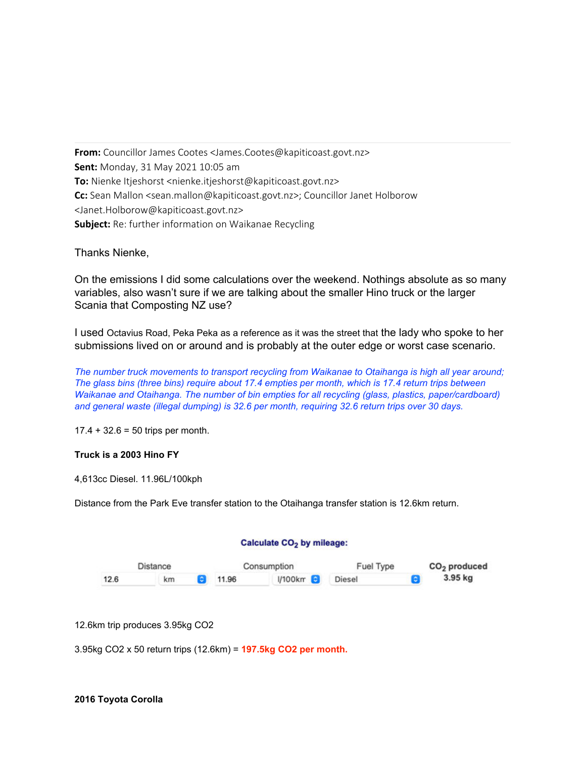**From:** Councillor James Cootes <James.Cootes@kapiticoast.govt.nz>
**Sent:** Monday, 31 May 2021 10:05 am
**To:** Nienke Itjeshorst <nienke.itjeshorst@kapiticoast.govt.nz>
**Cc:** Sean Mallon <sean.mallon@kapiticoast.govt.nz>; Councillor Janet Holborow <Janet.Holborow@kapiticoast.govt.nz>
**Subject:** Re: further information on Waikanae Recycling

Thanks Nienke,

On the emissions I did some calculations over the weekend. Nothings absolute as so many variables, also wasn't sure if we are talking about the smaller Hino truck or the larger Scania that Composting NZ use?

I used Octavius Road, Peka Peka as a reference as it was the street that the lady who spoke to her submissions lived on or around and is probably at the outer edge or worst case scenario.

*The number truck movements to transport recycling from Waikanae to Otaihanga is high all year around; The glass bins (three bins) require about 17.4 empties per month, which is 17.4 return trips between Waikanae and Otaihanga. The number of bin empties for all recycling (glass, plastics, paper/cardboard) and general waste (illegal dumping) is 32.6 per month, requiring 32.6 return trips over 30 days.*

17.4 + 32.6 = 50 trips per month.

**Truck is a 2003 Hino FY**

4,613cc Diesel. 11.96L/100kph

Distance from the Park Eve transfer station to the Otaihanga transfer station is 12.6km return.

**Calculate $CO_2$ by mileage:**

| Distance | | Consumption | | Fuel Type | $CO_2$ produced |
|---|---|---|---|---|---|
| 12.6 | km | 11.96 | l/100km | Diesel | 3.95 kg |

12.6km trip produces 3.95kg CO2

3.95kg CO2 x 50 return trips (12.6km) = **197.5kg CO2 per month.**

**2016 Toyota Corolla**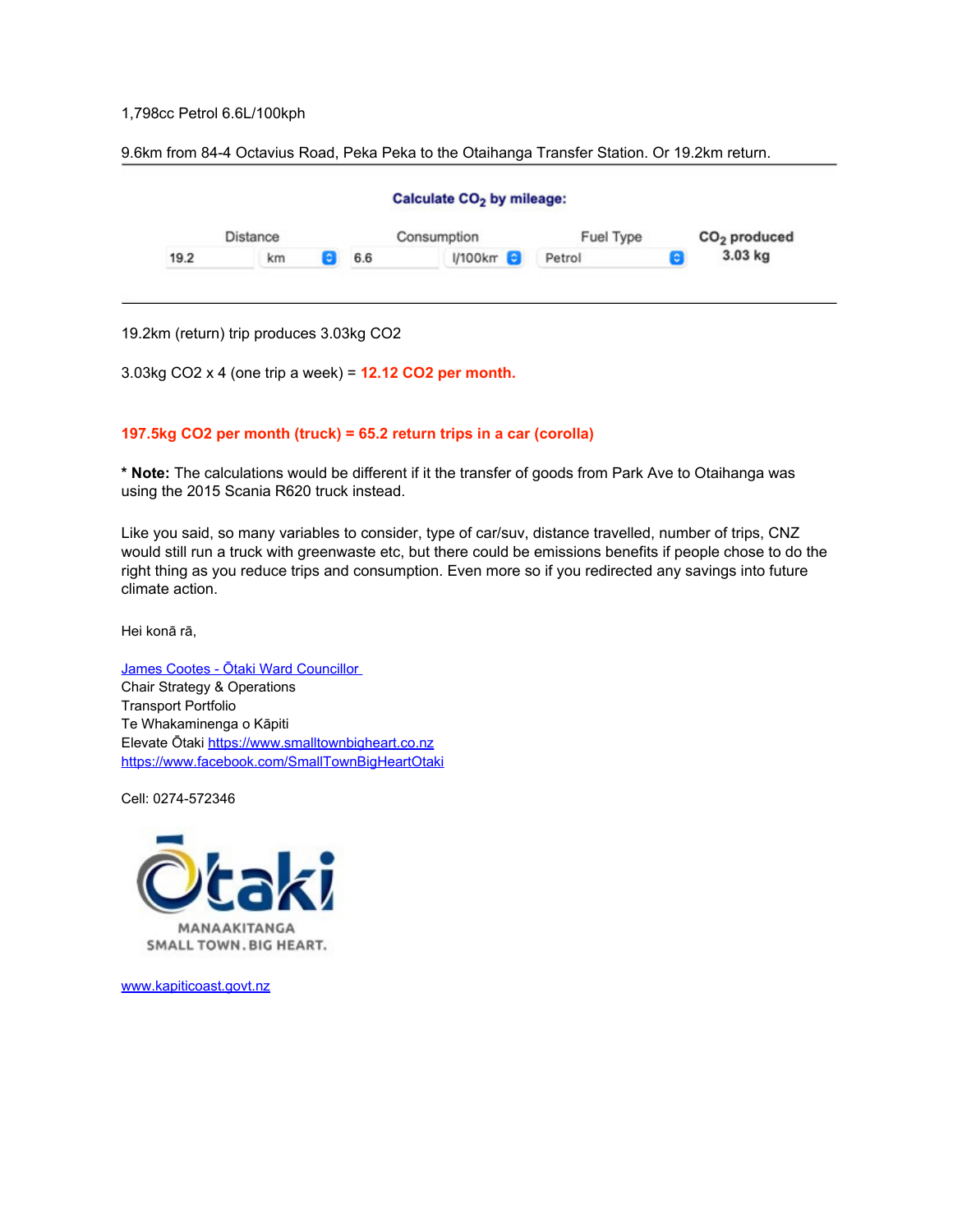1,798cc Petrol 6.6L/100kph

9.6km from 84-4 Octavius Road, Peka Peka to the Otaihanga Transfer Station. Or 19.2km return.

---

**Calculate $CO_2$ by mileage:**

| Distance | | Consumption | | Fuel Type | $CO_2$ produced |
|---|---|---|---|---|---|
| 19.2 | km | 6.6 | l/100km | Petrol | 3.03 kg |

---

19.2km (return) trip produces 3.03kg CO2

3.03kg CO2 x 4 (one trip a week) = **12.12 CO2 per month.**

**197.5kg CO2 per month (truck) = 65.2 return trips in a car (corolla)**

* **Note:** The calculations would be different if it the transfer of goods from Park Ave to Otaihanga was using the 2015 Scania R620 truck instead.

Like you said, so many variables to consider, type of car/suv, distance travelled, number of trips, CNZ would still run a truck with greenwaste etc, but there could be emissions benefits if people chose to do the right thing as you reduce trips and consumption. Even more so if you redirected any savings into future climate action.

Hei konā rā,

James Cootes - Ōtaki Ward Councillor
Chair Strategy & Operations
Transport Portfolio
Te Whakaminenga o Kāpiti
Elevate Ōtaki https://www.smalltownbigheart.co.nz
https://www.facebook.com/SmallTownBigHeartOtaki

Cell: 0274-572346

Ōtaki
MANAAKITANGA
SMALL TOWN. BIG HEART.

www.kapiticoast.govt.nz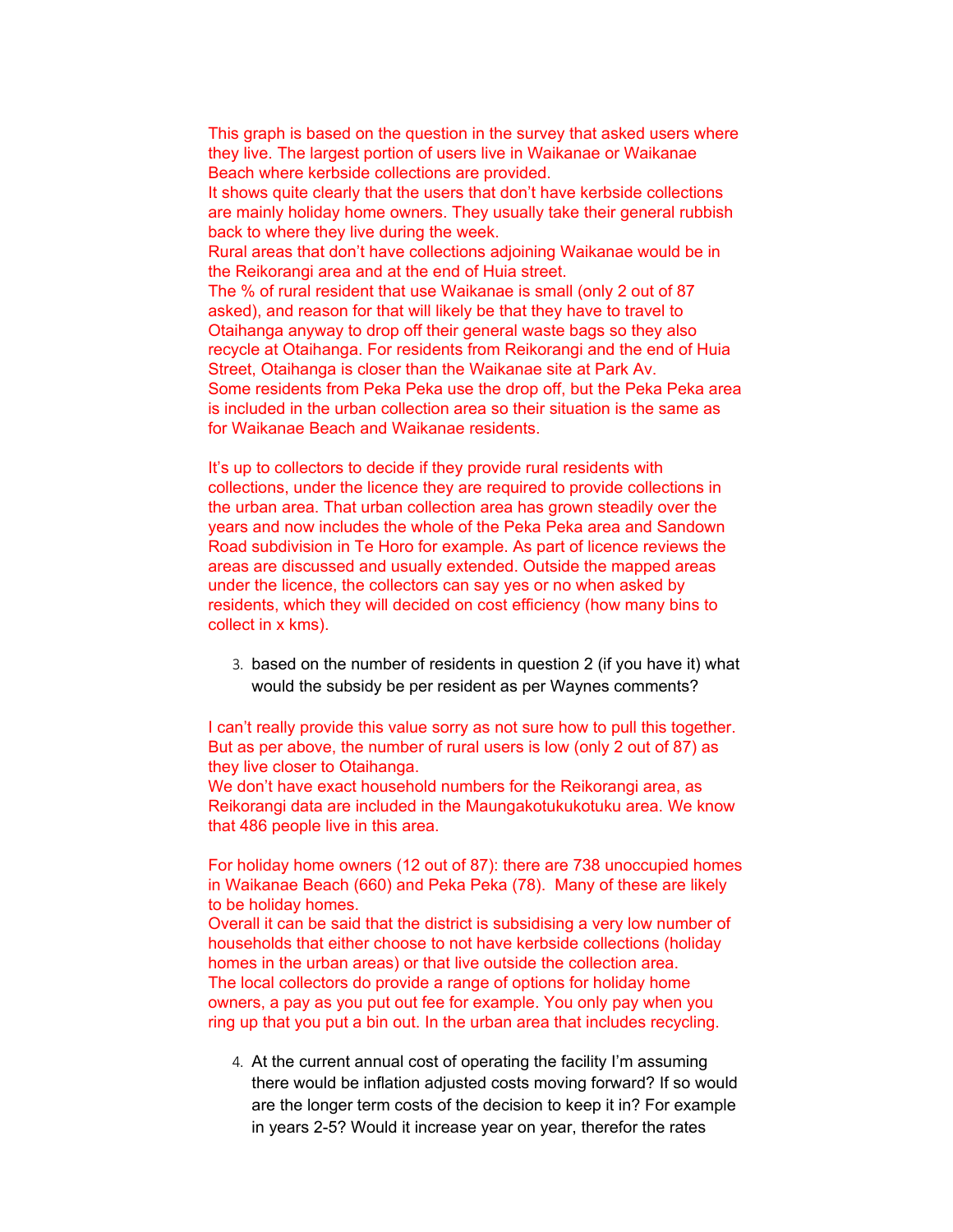This graph is based on the question in the survey that asked users where they live. The largest portion of users live in Waikanae or Waikanae Beach where kerbside collections are provided.
It shows quite clearly that the users that don't have kerbside collections are mainly holiday home owners. They usually take their general rubbish back to where they live during the week.
Rural areas that don't have collections adjoining Waikanae would be in the Reikorangi area and at the end of Huia street.
The % of rural resident that use Waikanae is small (only 2 out of 87 asked), and reason for that will likely be that they have to travel to Otaihanga anyway to drop off their general waste bags so they also recycle at Otaihanga. For residents from Reikorangi and the end of Huia Street, Otaihanga is closer than the Waikanae site at Park Av.
Some residents from Peka Peka use the drop off, but the Peka Peka area is included in the urban collection area so their situation is the same as for Waikanae Beach and Waikanae residents.

It's up to collectors to decide if they provide rural residents with collections, under the licence they are required to provide collections in the urban area. That urban collection area has grown steadily over the years and now includes the whole of the Peka Peka area and Sandown Road subdivision in Te Horo for example. As part of licence reviews the areas are discussed and usually extended. Outside the mapped areas under the licence, the collectors can say yes or no when asked by residents, which they will decided on cost efficiency (how many bins to collect in x kms).

3. based on the number of residents in question 2 (if you have it) what would the subsidy be per resident as per Waynes comments?

I can't really provide this value sorry as not sure how to pull this together. But as per above, the number of rural users is low (only 2 out of 87) as they live closer to Otaihanga.
We don't have exact household numbers for the Reikorangi area, as Reikorangi data are included in the Maungakotukukotuku area. We know that 486 people live in this area.

For holiday home owners (12 out of 87): there are 738 unoccupied homes in Waikanae Beach (660) and Peka Peka (78). Many of these are likely to be holiday homes.
Overall it can be said that the district is subsidising a very low number of households that either choose to not have kerbside collections (holiday homes in the urban areas) or that live outside the collection area.
The local collectors do provide a range of options for holiday home owners, a pay as you put out fee for example. You only pay when you ring up that you put a bin out. In the urban area that includes recycling.

4. At the current annual cost of operating the facility I'm assuming there would be inflation adjusted costs moving forward? If so would are the longer term costs of the decision to keep it in? For example in years 2-5? Would it increase year on year, therefor the rates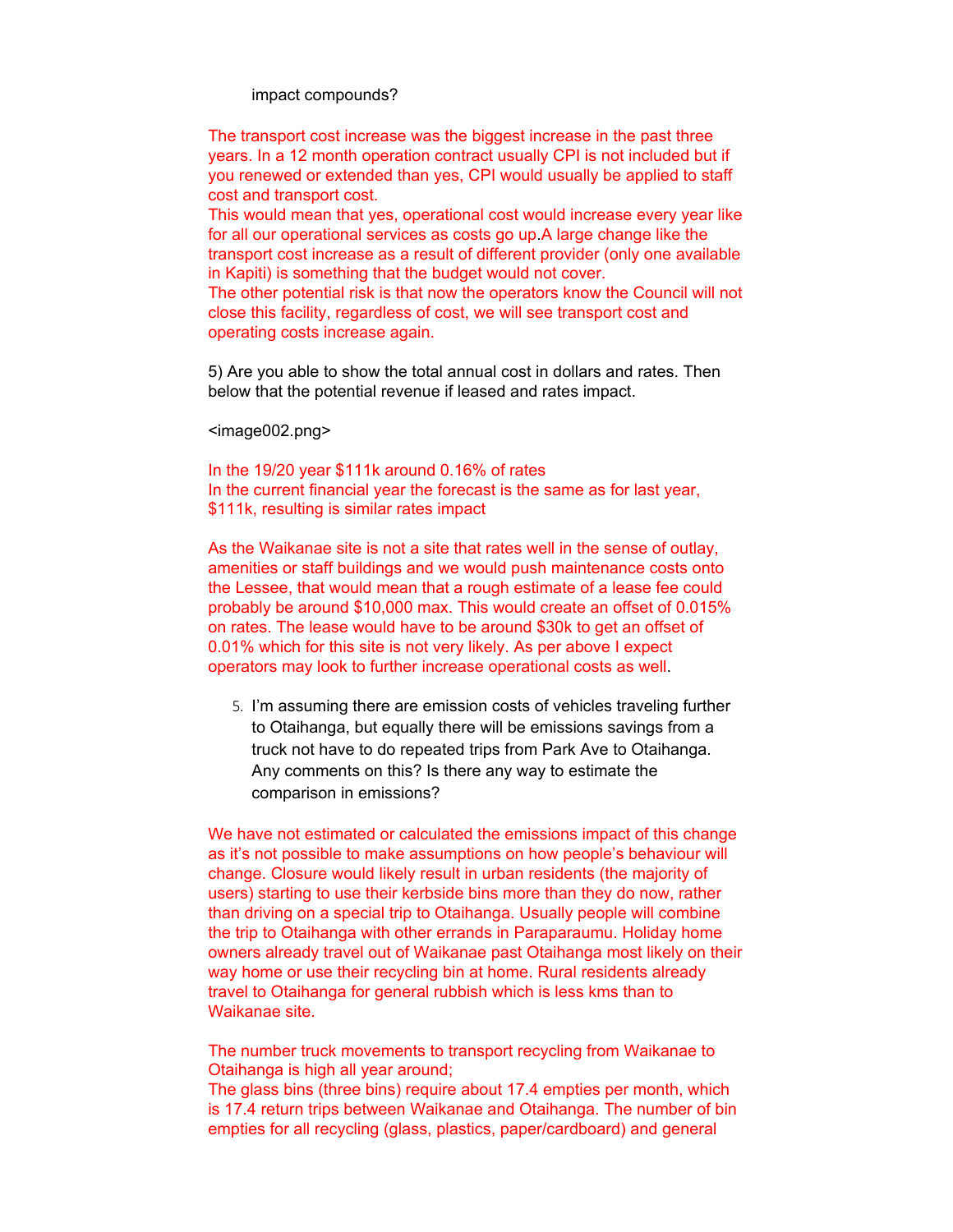impact compounds?

The transport cost increase was the biggest increase in the past three years. In a 12 month operation contract usually CPI is not included but if you renewed or extended than yes, CPI would usually be applied to staff cost and transport cost.
This would mean that yes, operational cost would increase every year like for all our operational services as costs go up.A large change like the transport cost increase as a result of different provider (only one available in Kapiti) is something that the budget would not cover.
The other potential risk is that now the operators know the Council will not close this facility, regardless of cost, we will see transport cost and operating costs increase again.

5) Are you able to show the total annual cost in dollars and rates. Then below that the potential revenue if leased and rates impact.

<image002.png>

In the 19/20 year $111k around 0.16% of rates
In the current financial year the forecast is the same as for last year, $111k, resulting is similar rates impact

As the Waikanae site is not a site that rates well in the sense of outlay, amenities or staff buildings and we would push maintenance costs onto the Lessee, that would mean that a rough estimate of a lease fee could probably be around $10,000 max. This would create an offset of 0.015% on rates. The lease would have to be around $30k to get an offset of 0.01% which for this site is not very likely. As per above I expect operators may look to further increase operational costs as well.

5. I'm assuming there are emission costs of vehicles traveling further to Otaihanga, but equally there will be emissions savings from a truck not have to do repeated trips from Park Ave to Otaihanga. Any comments on this? Is there any way to estimate the comparison in emissions?

We have not estimated or calculated the emissions impact of this change as it's not possible to make assumptions on how people's behaviour will change. Closure would likely result in urban residents (the majority of users) starting to use their kerbside bins more than they do now, rather than driving on a special trip to Otaihanga. Usually people will combine the trip to Otaihanga with other errands in Paraparaumu. Holiday home owners already travel out of Waikanae past Otaihanga most likely on their way home or use their recycling bin at home. Rural residents already travel to Otaihanga for general rubbish which is less kms than to Waikanae site.

The number truck movements to transport recycling from Waikanae to Otaihanga is high all year around;
The glass bins (three bins) require about 17.4 empties per month, which is 17.4 return trips between Waikanae and Otaihanga. The number of bin empties for all recycling (glass, plastics, paper/cardboard) and general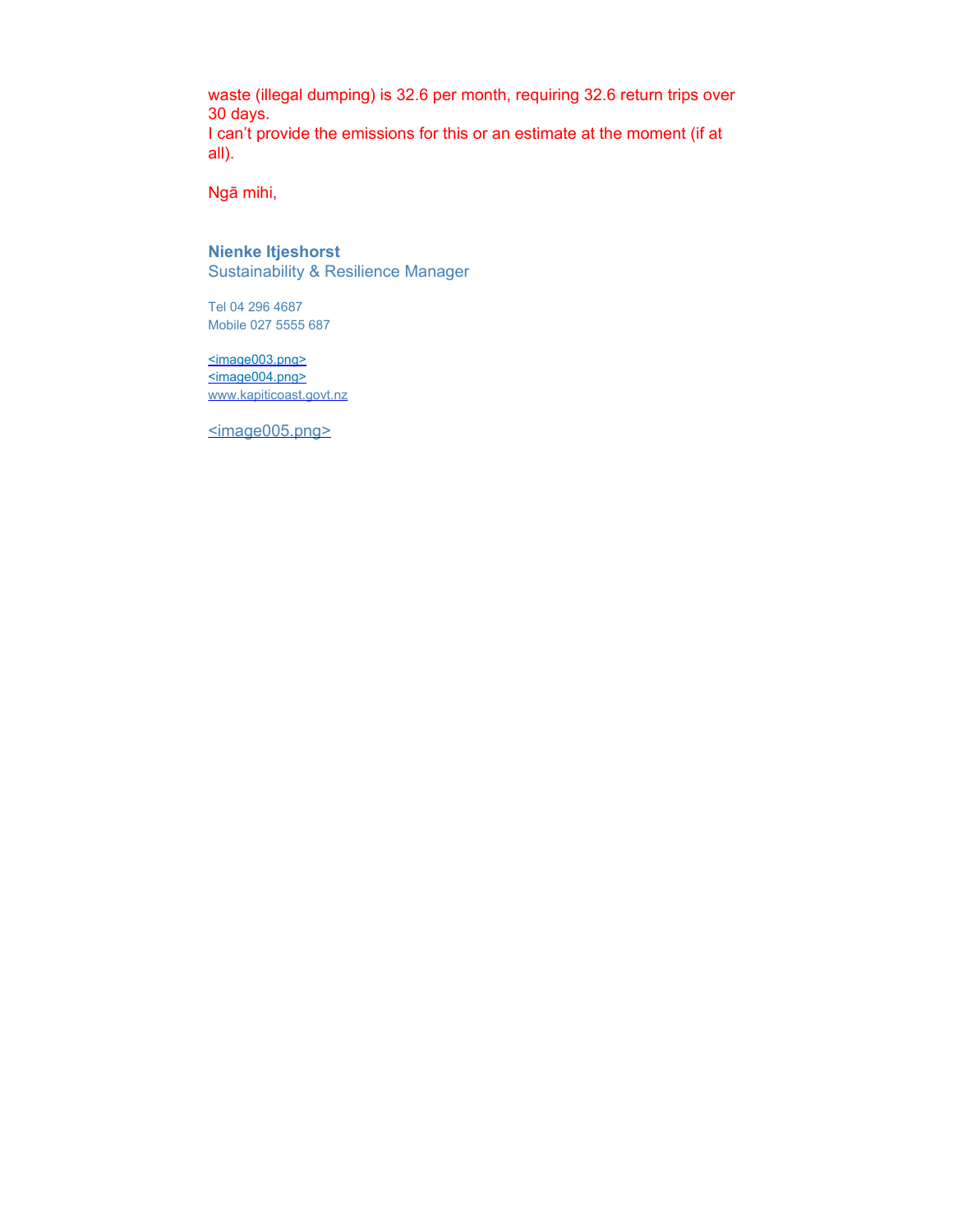waste (illegal dumping) is 32.6 per month, requiring 32.6 return trips over 30 days.
I can't provide the emissions for this or an estimate at the moment (if at all).

Ngā mihi,

**Nienke Itjeshorst**
Sustainability & Resilience Manager

Tel 04 296 4687
Mobile 027 5555 687

<image003.png>
<image004.png>
www.kapiticoast.govt.nz

<image005.png>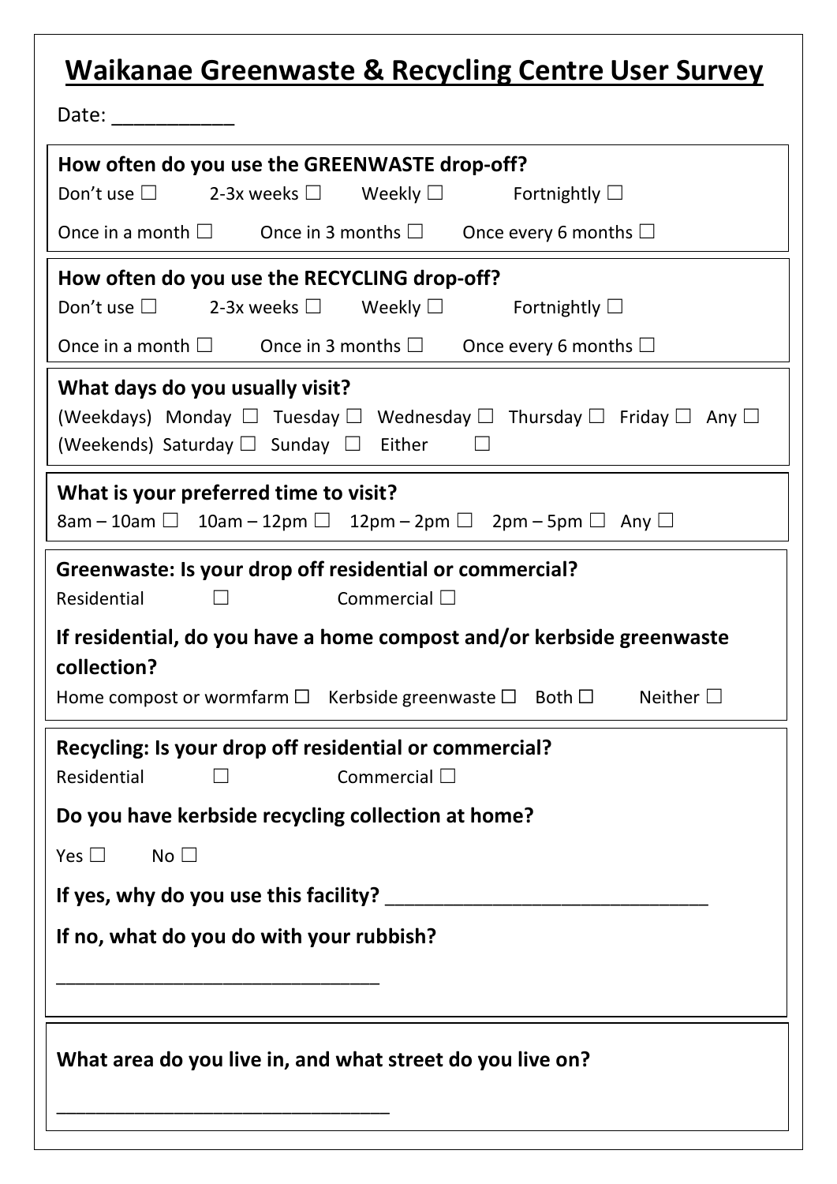# Waikanae Greenwaste & Recycling Centre User Survey

Date: ___________

**How often do you use the GREENWASTE drop-off?**

Don't use ☐ 2-3x weeks ☐ Weekly ☐ Fortnightly ☐

Once in a month ☐ Once in 3 months ☐ Once every 6 months ☐

**How often do you use the RECYCLING drop-off?**

Don't use ☐ 2-3x weeks ☐ Weekly ☐ Fortnightly ☐

Once in a month ☐ Once in 3 months ☐ Once every 6 months ☐

**What days do you usually visit?**

(Weekdays) Monday ☐ Tuesday ☐ Wednesday ☐ Thursday ☐ Friday ☐ Any ☐

(Weekends) Saturday ☐ Sunday ☐ Either ☐

**What is your preferred time to visit?**

8am – 10am ☐ 10am – 12pm ☐ 12pm – 2pm ☐ 2pm – 5pm ☐ Any ☐

**Greenwaste: Is your drop off residential or commercial?**

Residential ☐ Commercial ☐

**If residential, do you have a home compost and/or kerbside greenwaste collection?**

Home compost or wormfarm ☐ Kerbside greenwaste ☐ Both ☐ Neither ☐

**Recycling: Is your drop off residential or commercial?**

Residential ☐ Commercial ☐

**Do you have kerbside recycling collection at home?**

Yes ☐ No ☐

**If yes, why do you use this facility?** ______________________________

**If no, what do you do with your rubbish?**

______________________________

**What area do you live in, and what street do you live on?**

______________________________